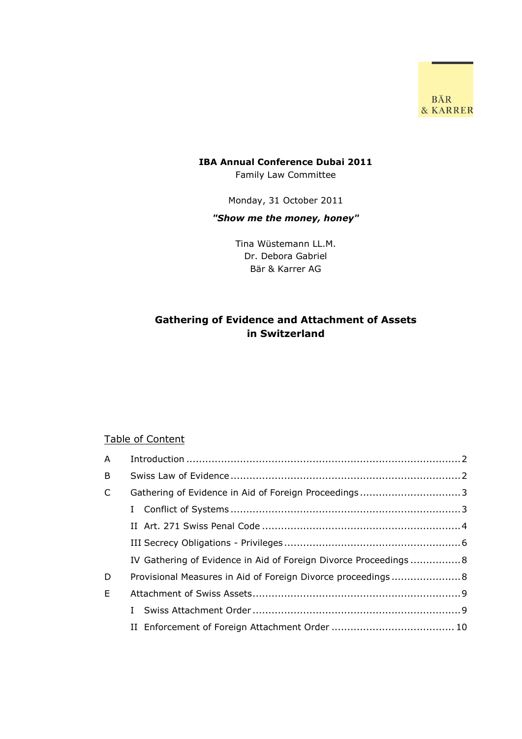BÄR
& KARRER

**IBA Annual Conference Dubai 2011**
Family Law Committee

Monday, 31 October 2011

***"Show me the money, honey"***

Tina Wüstemann LL.M.
Dr. Debora Gabriel
Bär & Karrer AG

# Gathering of Evidence and Attachment of Assets in Switzerland

## Table of Content

| | | |
|---|---|---|
| A | Introduction | 2 |
| B | Swiss Law of Evidence | 2 |
| C | Gathering of Evidence in Aid of Foreign Proceedings | 3 |
| | I Conflict of Systems | 3 |
| | II Art. 271 Swiss Penal Code | 4 |
| | III Secrecy Obligations - Privileges | 6 |
| | IV Gathering of Evidence in Aid of Foreign Divorce Proceedings | 8 |
| D | Provisional Measures in Aid of Foreign Divorce proceedings | 8 |
| E | Attachment of Swiss Assets | 9 |
| | I Swiss Attachment Order | 9 |
| | II Enforcement of Foreign Attachment Order | 10 |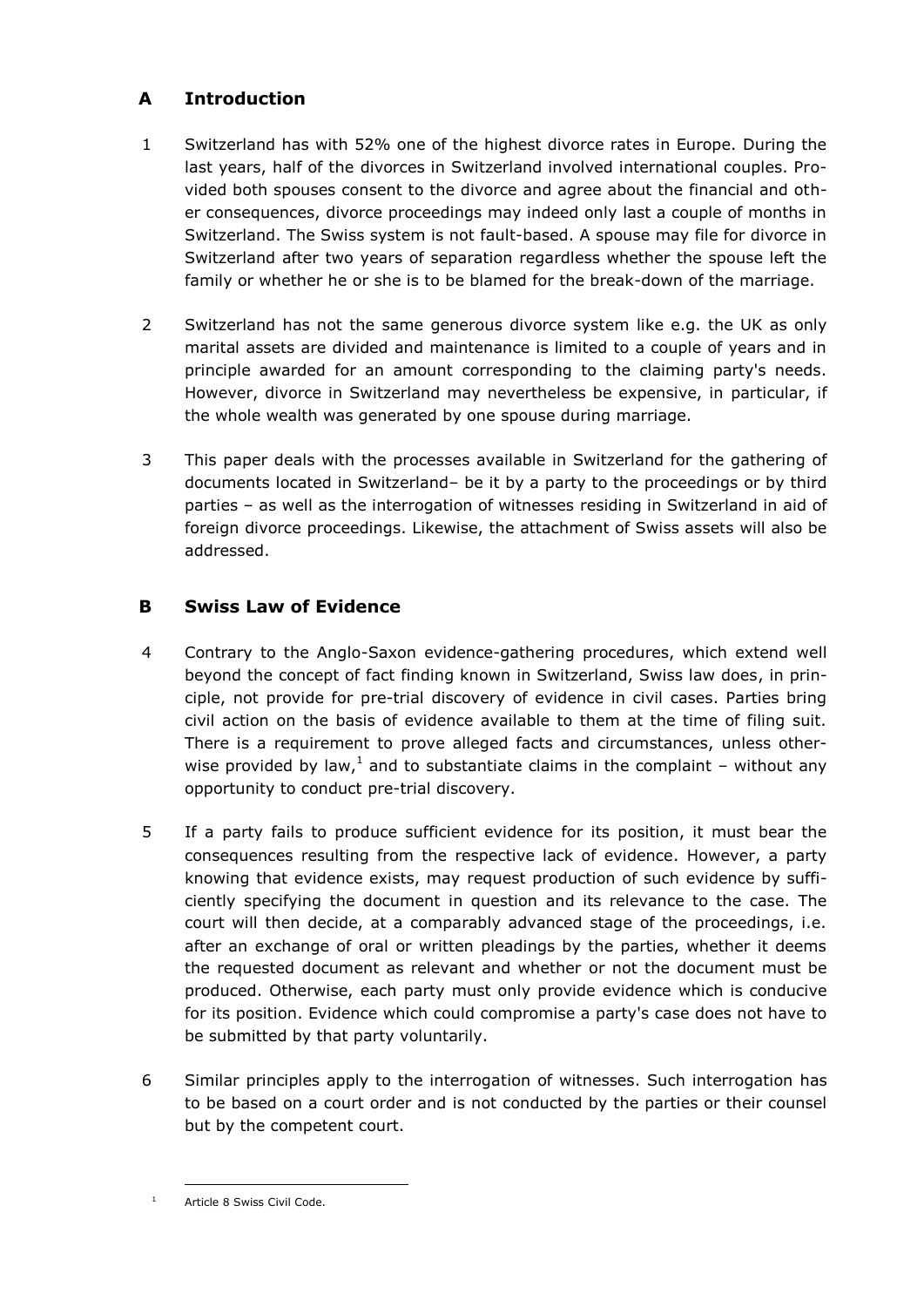## A Introduction

1 Switzerland has with 52% one of the highest divorce rates in Europe. During the last years, half of the divorces in Switzerland involved international couples. Provided both spouses consent to the divorce and agree about the financial and other consequences, divorce proceedings may indeed only last a couple of months in Switzerland. The Swiss system is not fault-based. A spouse may file for divorce in Switzerland after two years of separation regardless whether the spouse left the family or whether he or she is to be blamed for the break-down of the marriage.

2 Switzerland has not the same generous divorce system like e.g. the UK as only marital assets are divided and maintenance is limited to a couple of years and in principle awarded for an amount corresponding to the claiming party's needs. However, divorce in Switzerland may nevertheless be expensive, in particular, if the whole wealth was generated by one spouse during marriage.

3 This paper deals with the processes available in Switzerland for the gathering of documents located in Switzerland– be it by a party to the proceedings or by third parties – as well as the interrogation of witnesses residing in Switzerland in aid of foreign divorce proceedings. Likewise, the attachment of Swiss assets will also be addressed.

## B Swiss Law of Evidence

4 Contrary to the Anglo-Saxon evidence-gathering procedures, which extend well beyond the concept of fact finding known in Switzerland, Swiss law does, in principle, not provide for pre-trial discovery of evidence in civil cases. Parties bring civil action on the basis of evidence available to them at the time of filing suit. There is a requirement to prove alleged facts and circumstances, unless otherwise provided by law,[1] and to substantiate claims in the complaint – without any opportunity to conduct pre-trial discovery.

5 If a party fails to produce sufficient evidence for its position, it must bear the consequences resulting from the respective lack of evidence. However, a party knowing that evidence exists, may request production of such evidence by sufficiently specifying the document in question and its relevance to the case. The court will then decide, at a comparably advanced stage of the proceedings, i.e. after an exchange of oral or written pleadings by the parties, whether it deems the requested document as relevant and whether or not the document must be produced. Otherwise, each party must only provide evidence which is conducive for its position. Evidence which could compromise a party's case does not have to be submitted by that party voluntarily.

6 Similar principles apply to the interrogation of witnesses. Such interrogation has to be based on a court order and is not conducted by the parties or their counsel but by the competent court.

[1] Article 8 Swiss Civil Code.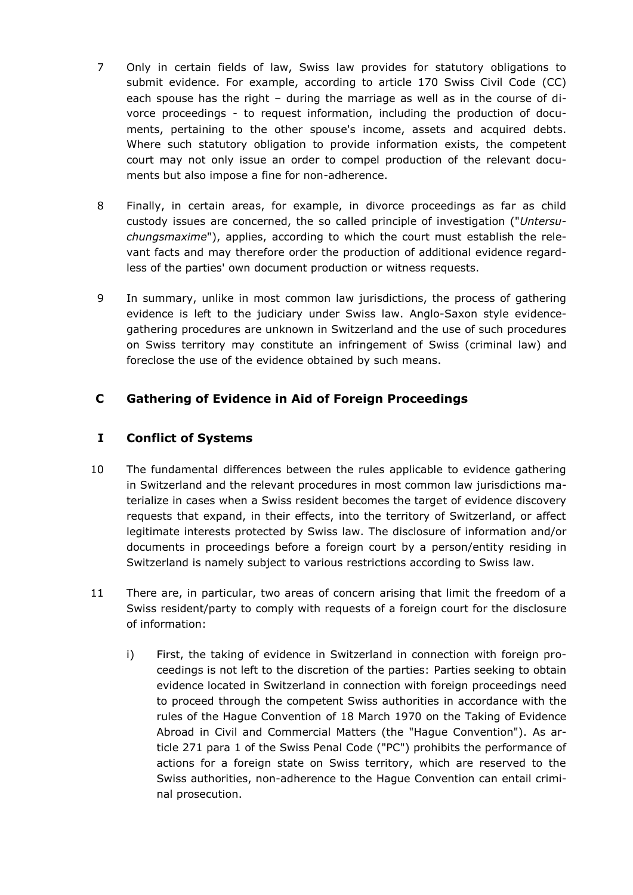7 Only in certain fields of law, Swiss law provides for statutory obligations to submit evidence. For example, according to article 170 Swiss Civil Code (CC) each spouse has the right – during the marriage as well as in the course of divorce proceedings - to request information, including the production of documents, pertaining to the other spouse's income, assets and acquired debts. Where such statutory obligation to provide information exists, the competent court may not only issue an order to compel production of the relevant documents but also impose a fine for non-adherence.

8 Finally, in certain areas, for example, in divorce proceedings as far as child custody issues are concerned, the so called principle of investigation ("*Untersuchungsmaxime*"), applies, according to which the court must establish the relevant facts and may therefore order the production of additional evidence regardless of the parties' own document production or witness requests.

9 In summary, unlike in most common law jurisdictions, the process of gathering evidence is left to the judiciary under Swiss law. Anglo-Saxon style evidence-gathering procedures are unknown in Switzerland and the use of such procedures on Swiss territory may constitute an infringement of Swiss (criminal law) and foreclose the use of the evidence obtained by such means.

## C Gathering of Evidence in Aid of Foreign Proceedings

### I Conflict of Systems

10 The fundamental differences between the rules applicable to evidence gathering in Switzerland and the relevant procedures in most common law jurisdictions materialize in cases when a Swiss resident becomes the target of evidence discovery requests that expand, in their effects, into the territory of Switzerland, or affect legitimate interests protected by Swiss law. The disclosure of information and/or documents in proceedings before a foreign court by a person/entity residing in Switzerland is namely subject to various restrictions according to Swiss law.

11 There are, in particular, two areas of concern arising that limit the freedom of a Swiss resident/party to comply with requests of a foreign court for the disclosure of information:

i) First, the taking of evidence in Switzerland in connection with foreign proceedings is not left to the discretion of the parties: Parties seeking to obtain evidence located in Switzerland in connection with foreign proceedings need to proceed through the competent Swiss authorities in accordance with the rules of the Hague Convention of 18 March 1970 on the Taking of Evidence Abroad in Civil and Commercial Matters (the "Hague Convention"). As article 271 para 1 of the Swiss Penal Code ("PC") prohibits the performance of actions for a foreign state on Swiss territory, which are reserved to the Swiss authorities, non-adherence to the Hague Convention can entail criminal prosecution.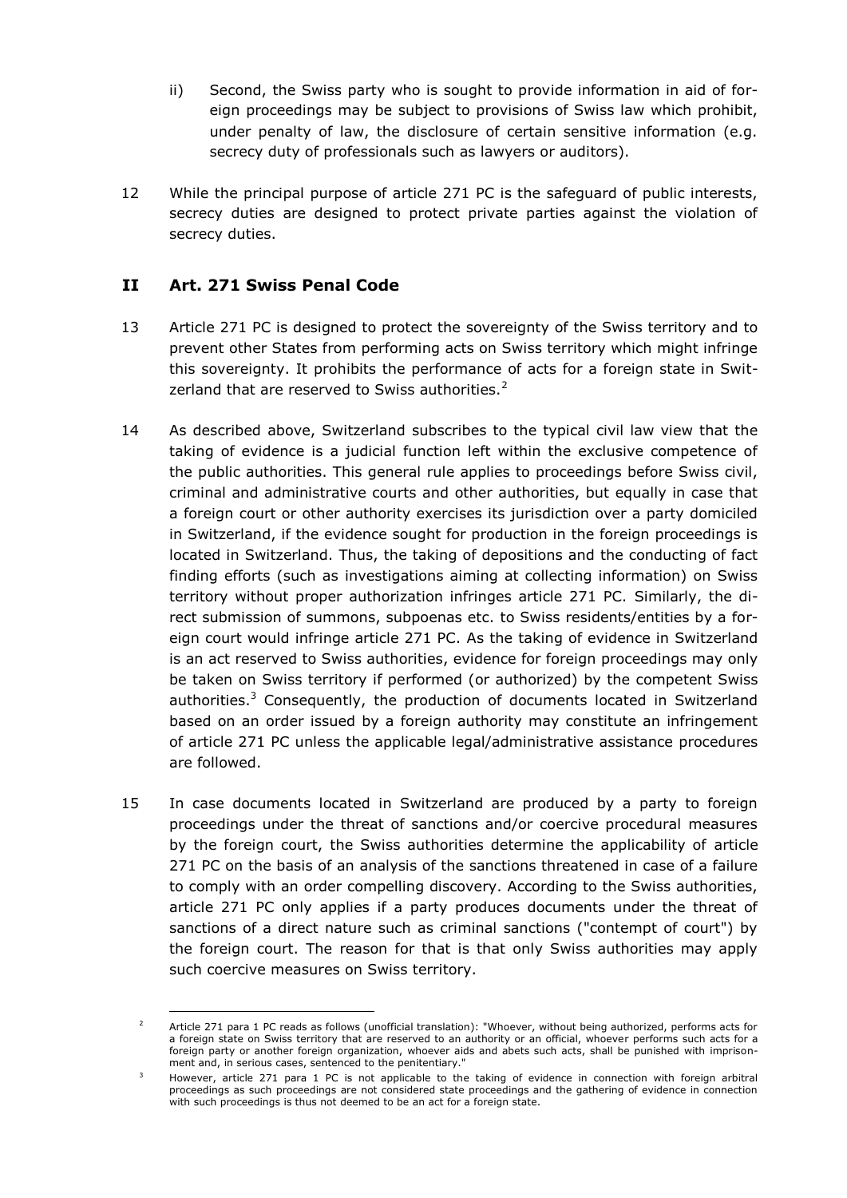ii) Second, the Swiss party who is sought to provide information in aid of foreign proceedings may be subject to provisions of Swiss law which prohibit, under penalty of law, the disclosure of certain sensitive information (e.g. secrecy duty of professionals such as lawyers or auditors).

12 While the principal purpose of article 271 PC is the safeguard of public interests, secrecy duties are designed to protect private parties against the violation of secrecy duties.

## II Art. 271 Swiss Penal Code

13 Article 271 PC is designed to protect the sovereignty of the Swiss territory and to prevent other States from performing acts on Swiss territory which might infringe this sovereignty. It prohibits the performance of acts for a foreign state in Switzerland that are reserved to Swiss authorities.[2]

14 As described above, Switzerland subscribes to the typical civil law view that the taking of evidence is a judicial function left within the exclusive competence of the public authorities. This general rule applies to proceedings before Swiss civil, criminal and administrative courts and other authorities, but equally in case that a foreign court or other authority exercises its jurisdiction over a party domiciled in Switzerland, if the evidence sought for production in the foreign proceedings is located in Switzerland. Thus, the taking of depositions and the conducting of fact finding efforts (such as investigations aiming at collecting information) on Swiss territory without proper authorization infringes article 271 PC. Similarly, the direct submission of summons, subpoenas etc. to Swiss residents/entities by a foreign court would infringe article 271 PC. As the taking of evidence in Switzerland is an act reserved to Swiss authorities, evidence for foreign proceedings may only be taken on Swiss territory if performed (or authorized) by the competent Swiss authorities.[3] Consequently, the production of documents located in Switzerland based on an order issued by a foreign authority may constitute an infringement of article 271 PC unless the applicable legal/administrative assistance procedures are followed.

15 In case documents located in Switzerland are produced by a party to foreign proceedings under the threat of sanctions and/or coercive procedural measures by the foreign court, the Swiss authorities determine the applicability of article 271 PC on the basis of an analysis of the sanctions threatened in case of a failure to comply with an order compelling discovery. According to the Swiss authorities, article 271 PC only applies if a party produces documents under the threat of sanctions of a direct nature such as criminal sanctions ("contempt of court") by the foreign court. The reason for that is that only Swiss authorities may apply such coercive measures on Swiss territory.

---

[2] Article 271 para 1 PC reads as follows (unofficial translation): "Whoever, without being authorized, performs acts for a foreign state on Swiss territory that are reserved to an authority or an official, whoever performs such acts for a foreign party or another foreign organization, whoever aids and abets such acts, shall be punished with imprisonment and, in serious cases, sentenced to the penitentiary."

[3] However, article 271 para 1 PC is not applicable to the taking of evidence in connection with foreign arbitral proceedings as such proceedings are not considered state proceedings and the gathering of evidence in connection with such proceedings is thus not deemed to be an act for a foreign state.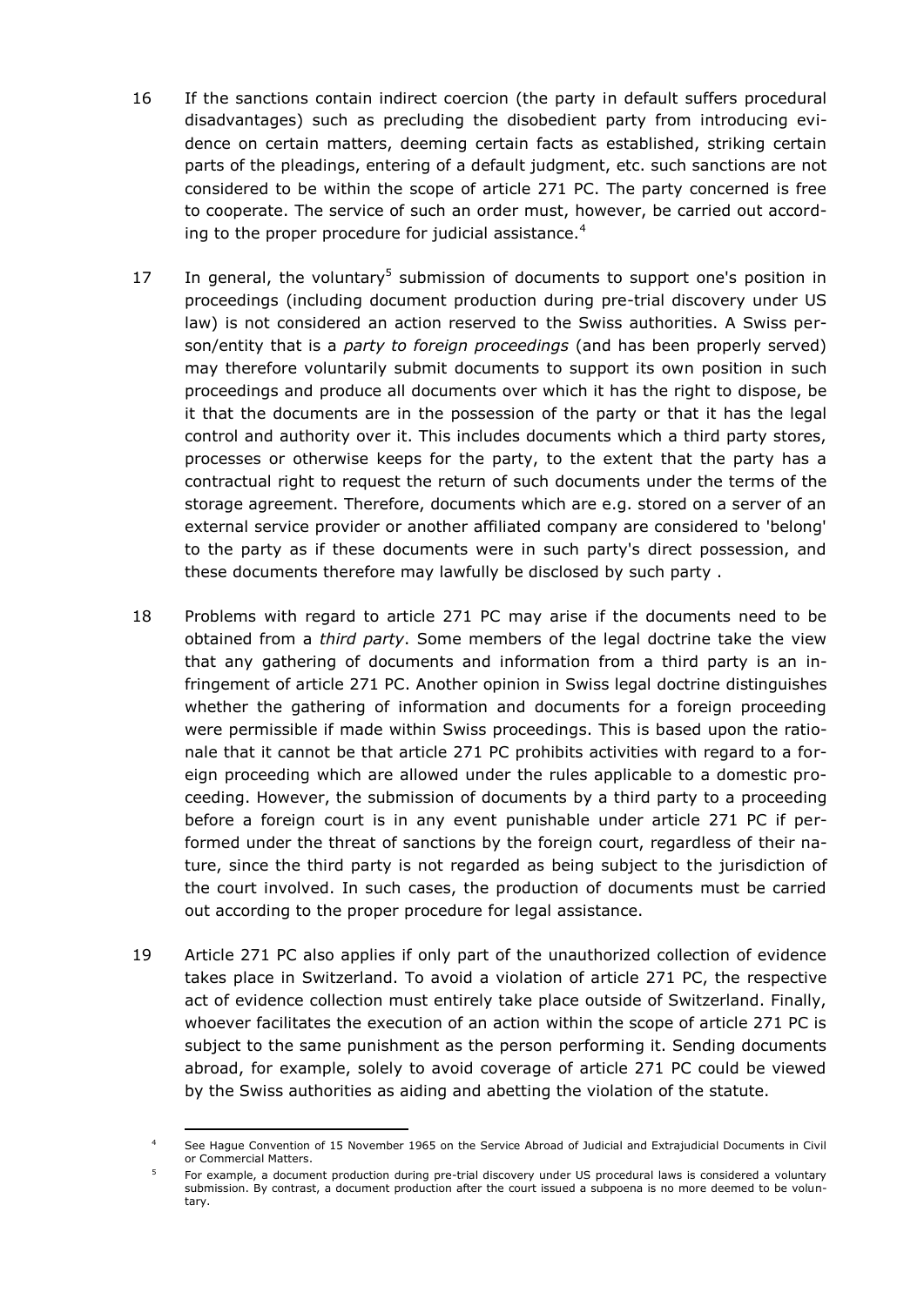16 If the sanctions contain indirect coercion (the party in default suffers procedural disadvantages) such as precluding the disobedient party from introducing evidence on certain matters, deeming certain facts as established, striking certain parts of the pleadings, entering of a default judgment, etc. such sanctions are not considered to be within the scope of article 271 PC. The party concerned is free to cooperate. The service of such an order must, however, be carried out according to the proper procedure for judicial assistance.[4]

17 In general, the voluntary[5] submission of documents to support one's position in proceedings (including document production during pre-trial discovery under US law) is not considered an action reserved to the Swiss authorities. A Swiss person/entity that is a *party to foreign proceedings* (and has been properly served) may therefore voluntarily submit documents to support its own position in such proceedings and produce all documents over which it has the right to dispose, be it that the documents are in the possession of the party or that it has the legal control and authority over it. This includes documents which a third party stores, processes or otherwise keeps for the party, to the extent that the party has a contractual right to request the return of such documents under the terms of the storage agreement. Therefore, documents which are e.g. stored on a server of an external service provider or another affiliated company are considered to 'belong' to the party as if these documents were in such party's direct possession, and these documents therefore may lawfully be disclosed by such party .

18 Problems with regard to article 271 PC may arise if the documents need to be obtained from a *third party*. Some members of the legal doctrine take the view that any gathering of documents and information from a third party is an infringement of article 271 PC. Another opinion in Swiss legal doctrine distinguishes whether the gathering of information and documents for a foreign proceeding were permissible if made within Swiss proceedings. This is based upon the rationale that it cannot be that article 271 PC prohibits activities with regard to a foreign proceeding which are allowed under the rules applicable to a domestic proceeding. However, the submission of documents by a third party to a proceeding before a foreign court is in any event punishable under article 271 PC if performed under the threat of sanctions by the foreign court, regardless of their nature, since the third party is not regarded as being subject to the jurisdiction of the court involved. In such cases, the production of documents must be carried out according to the proper procedure for legal assistance.

19 Article 271 PC also applies if only part of the unauthorized collection of evidence takes place in Switzerland. To avoid a violation of article 271 PC, the respective act of evidence collection must entirely take place outside of Switzerland. Finally, whoever facilitates the execution of an action within the scope of article 271 PC is subject to the same punishment as the person performing it. Sending documents abroad, for example, solely to avoid coverage of article 271 PC could be viewed by the Swiss authorities as aiding and abetting the violation of the statute.

---

[4] See Hague Convention of 15 November 1965 on the Service Abroad of Judicial and Extrajudicial Documents in Civil or Commercial Matters.

[5] For example, a document production during pre-trial discovery under US procedural laws is considered a voluntary submission. By contrast, a document production after the court issued a subpoena is no more deemed to be voluntary.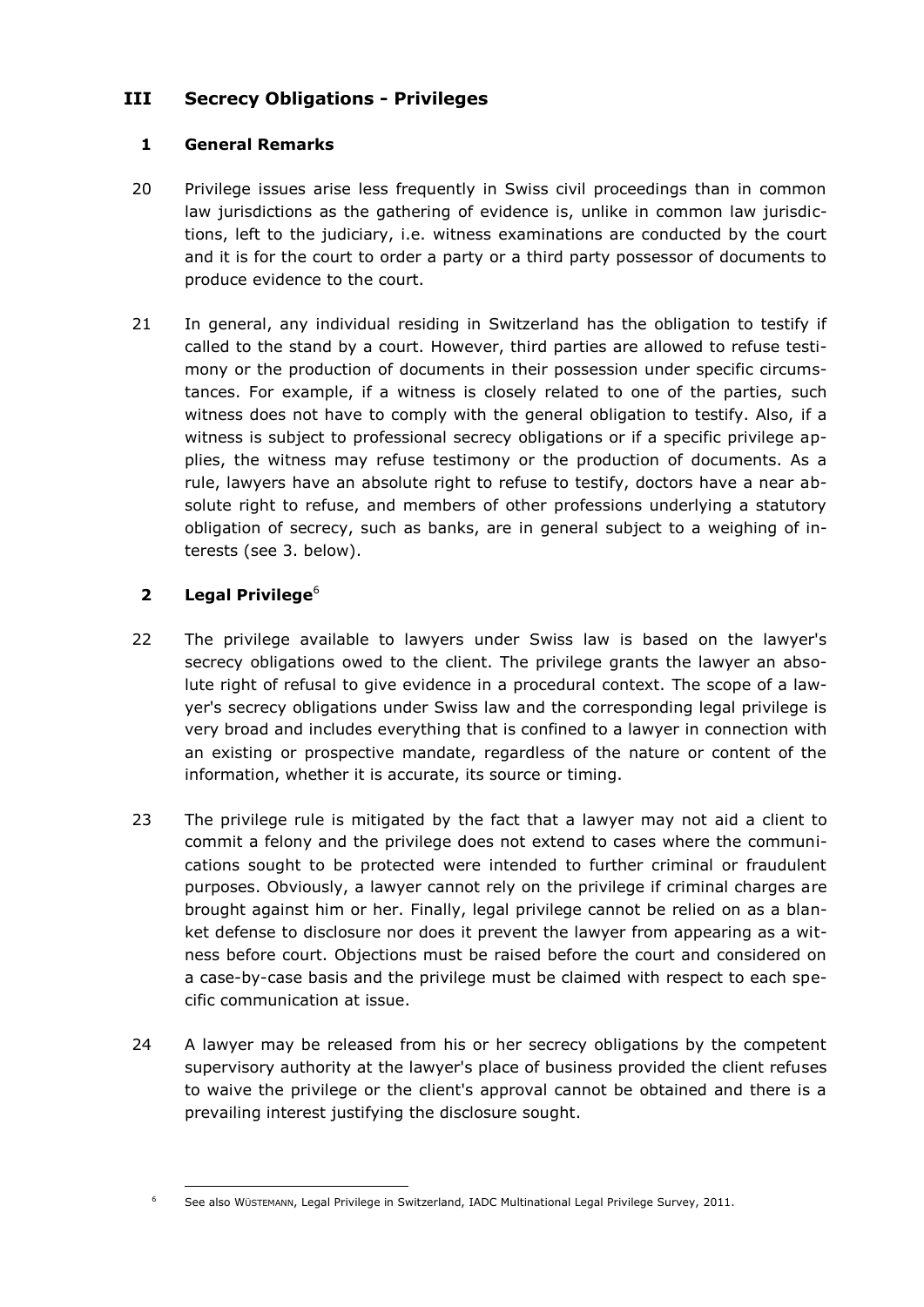# III Secrecy Obligations - Privileges

## 1 General Remarks

20 Privilege issues arise less frequently in Swiss civil proceedings than in common law jurisdictions as the gathering of evidence is, unlike in common law jurisdictions, left to the judiciary, i.e. witness examinations are conducted by the court and it is for the court to order a party or a third party possessor of documents to produce evidence to the court.

21 In general, any individual residing in Switzerland has the obligation to testify if called to the stand by a court. However, third parties are allowed to refuse testimony or the production of documents in their possession under specific circumstances. For example, if a witness is closely related to one of the parties, such witness does not have to comply with the general obligation to testify. Also, if a witness is subject to professional secrecy obligations or if a specific privilege applies, the witness may refuse testimony or the production of documents. As a rule, lawyers have an absolute right to refuse to testify, doctors have a near absolute right to refuse, and members of other professions underlying a statutory obligation of secrecy, such as banks, are in general subject to a weighing of interests (see 3. below).

## 2 Legal Privilege[6]

22 The privilege available to lawyers under Swiss law is based on the lawyer's secrecy obligations owed to the client. The privilege grants the lawyer an absolute right of refusal to give evidence in a procedural context. The scope of a lawyer's secrecy obligations under Swiss law and the corresponding legal privilege is very broad and includes everything that is confined to a lawyer in connection with an existing or prospective mandate, regardless of the nature or content of the information, whether it is accurate, its source or timing.

23 The privilege rule is mitigated by the fact that a lawyer may not aid a client to commit a felony and the privilege does not extend to cases where the communications sought to be protected were intended to further criminal or fraudulent purposes. Obviously, a lawyer cannot rely on the privilege if criminal charges are brought against him or her. Finally, legal privilege cannot be relied on as a blanket defense to disclosure nor does it prevent the lawyer from appearing as a witness before court. Objections must be raised before the court and considered on a case-by-case basis and the privilege must be claimed with respect to each specific communication at issue.

24 A lawyer may be released from his or her secrecy obligations by the competent supervisory authority at the lawyer's place of business provided the client refuses to waive the privilege or the client's approval cannot be obtained and there is a prevailing interest justifying the disclosure sought.

---

[6] See also WÜSTEMANN, Legal Privilege in Switzerland, IADC Multinational Legal Privilege Survey, 2011.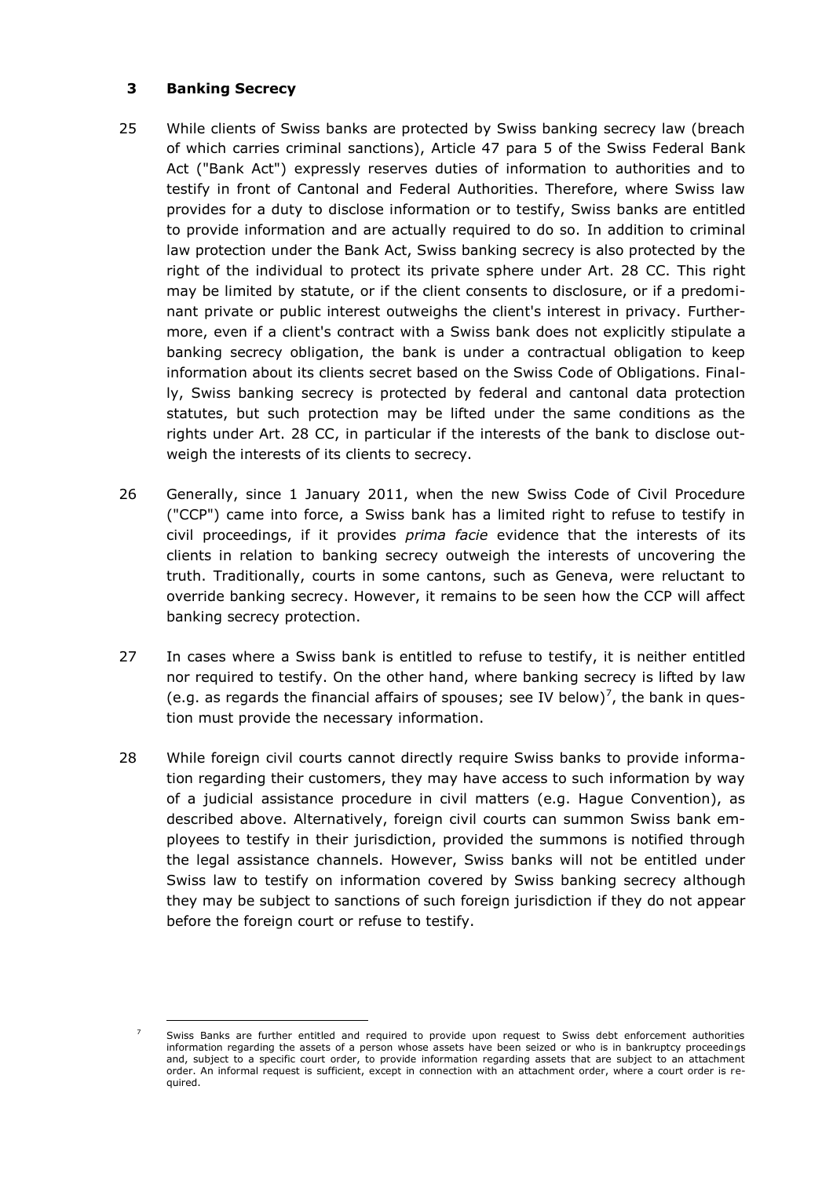## 3 Banking Secrecy

25 While clients of Swiss banks are protected by Swiss banking secrecy law (breach of which carries criminal sanctions), Article 47 para 5 of the Swiss Federal Bank Act ("Bank Act") expressly reserves duties of information to authorities and to testify in front of Cantonal and Federal Authorities. Therefore, where Swiss law provides for a duty to disclose information or to testify, Swiss banks are entitled to provide information and are actually required to do so. In addition to criminal law protection under the Bank Act, Swiss banking secrecy is also protected by the right of the individual to protect its private sphere under Art. 28 CC. This right may be limited by statute, or if the client consents to disclosure, or if a predominant private or public interest outweighs the client's interest in privacy. Furthermore, even if a client's contract with a Swiss bank does not explicitly stipulate a banking secrecy obligation, the bank is under a contractual obligation to keep information about its clients secret based on the Swiss Code of Obligations. Finally, Swiss banking secrecy is protected by federal and cantonal data protection statutes, but such protection may be lifted under the same conditions as the rights under Art. 28 CC, in particular if the interests of the bank to disclose outweigh the interests of its clients to secrecy.

26 Generally, since 1 January 2011, when the new Swiss Code of Civil Procedure ("CCP") came into force, a Swiss bank has a limited right to refuse to testify in civil proceedings, if it provides *prima facie* evidence that the interests of its clients in relation to banking secrecy outweigh the interests of uncovering the truth. Traditionally, courts in some cantons, such as Geneva, were reluctant to override banking secrecy. However, it remains to be seen how the CCP will affect banking secrecy protection.

27 In cases where a Swiss bank is entitled to refuse to testify, it is neither entitled nor required to testify. On the other hand, where banking secrecy is lifted by law (e.g. as regards the financial affairs of spouses; see IV below)[7], the bank in question must provide the necessary information.

28 While foreign civil courts cannot directly require Swiss banks to provide information regarding their customers, they may have access to such information by way of a judicial assistance procedure in civil matters (e.g. Hague Convention), as described above. Alternatively, foreign civil courts can summon Swiss bank employees to testify in their jurisdiction, provided the summons is notified through the legal assistance channels. However, Swiss banks will not be entitled under Swiss law to testify on information covered by Swiss banking secrecy although they may be subject to sanctions of such foreign jurisdiction if they do not appear before the foreign court or refuse to testify.

---

[7] Swiss Banks are further entitled and required to provide upon request to Swiss debt enforcement authorities information regarding the assets of a person whose assets have been seized or who is in bankruptcy proceedings and, subject to a specific court order, to provide information regarding assets that are subject to an attachment order. An informal request is sufficient, except in connection with an attachment order, where a court order is required.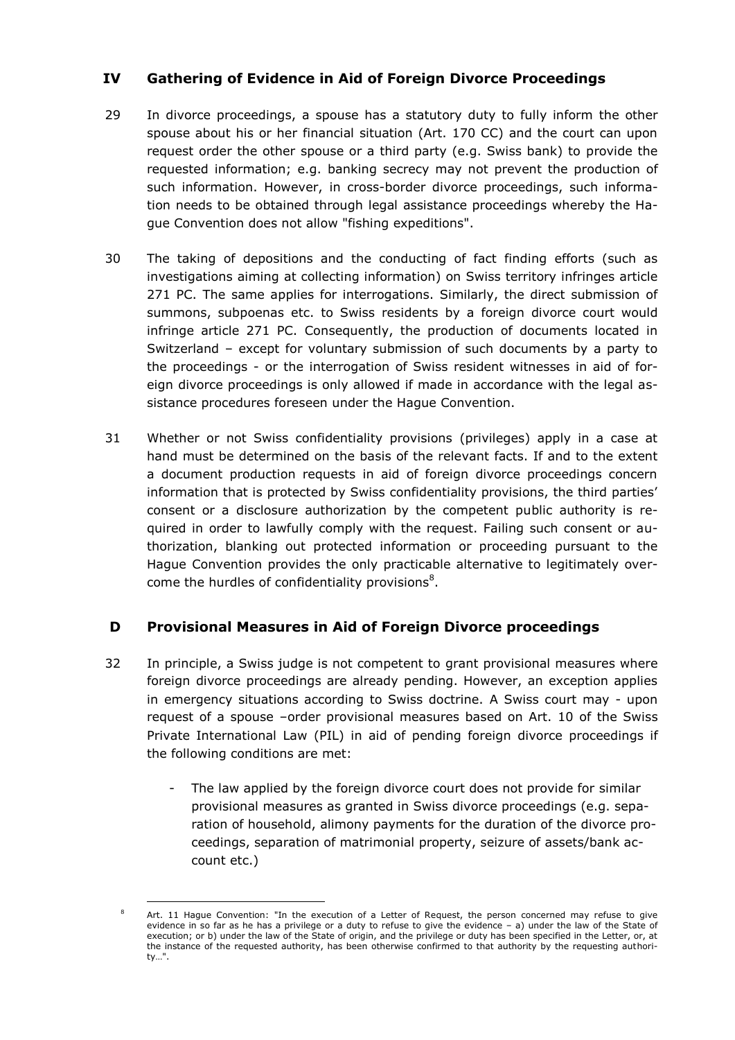## IV Gathering of Evidence in Aid of Foreign Divorce Proceedings

29 In divorce proceedings, a spouse has a statutory duty to fully inform the other spouse about his or her financial situation (Art. 170 CC) and the court can upon request order the other spouse or a third party (e.g. Swiss bank) to provide the requested information; e.g. banking secrecy may not prevent the production of such information. However, in cross-border divorce proceedings, such information needs to be obtained through legal assistance proceedings whereby the Hague Convention does not allow "fishing expeditions".

30 The taking of depositions and the conducting of fact finding efforts (such as investigations aiming at collecting information) on Swiss territory infringes article 271 PC. The same applies for interrogations. Similarly, the direct submission of summons, subpoenas etc. to Swiss residents by a foreign divorce court would infringe article 271 PC. Consequently, the production of documents located in Switzerland – except for voluntary submission of such documents by a party to the proceedings - or the interrogation of Swiss resident witnesses in aid of foreign divorce proceedings is only allowed if made in accordance with the legal assistance procedures foreseen under the Hague Convention.

31 Whether or not Swiss confidentiality provisions (privileges) apply in a case at hand must be determined on the basis of the relevant facts. If and to the extent a document production requests in aid of foreign divorce proceedings concern information that is protected by Swiss confidentiality provisions, the third parties' consent or a disclosure authorization by the competent public authority is required in order to lawfully comply with the request. Failing such consent or authorization, blanking out protected information or proceeding pursuant to the Hague Convention provides the only practicable alternative to legitimately overcome the hurdles of confidentiality provisions[8].

## D Provisional Measures in Aid of Foreign Divorce proceedings

32 In principle, a Swiss judge is not competent to grant provisional measures where foreign divorce proceedings are already pending. However, an exception applies in emergency situations according to Swiss doctrine. A Swiss court may - upon request of a spouse –order provisional measures based on Art. 10 of the Swiss Private International Law (PIL) in aid of pending foreign divorce proceedings if the following conditions are met:

- The law applied by the foreign divorce court does not provide for similar provisional measures as granted in Swiss divorce proceedings (e.g. separation of household, alimony payments for the duration of the divorce proceedings, separation of matrimonial property, seizure of assets/bank account etc.)

---

[8] Art. 11 Hague Convention: "In the execution of a Letter of Request, the person concerned may refuse to give evidence in so far as he has a privilege or a duty to refuse to give the evidence – a) under the law of the State of execution; or b) under the law of the State of origin, and the privilege or duty has been specified in the Letter, or, at the instance of the requested authority, has been otherwise confirmed to that authority by the requesting authority…".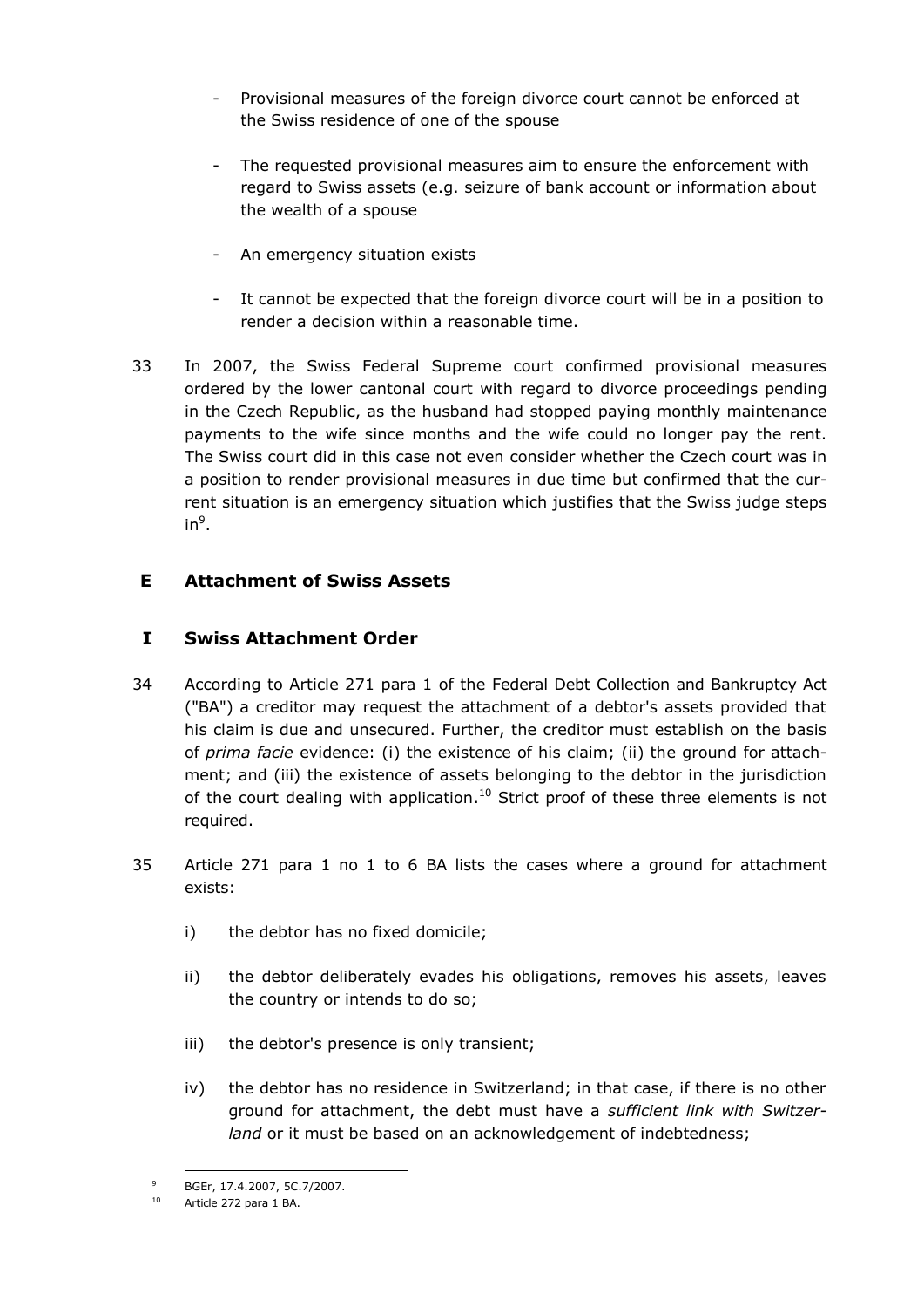- Provisional measures of the foreign divorce court cannot be enforced at the Swiss residence of one of the spouse

- The requested provisional measures aim to ensure the enforcement with regard to Swiss assets (e.g. seizure of bank account or information about the wealth of a spouse

- An emergency situation exists

- It cannot be expected that the foreign divorce court will be in a position to render a decision within a reasonable time.

33 In 2007, the Swiss Federal Supreme court confirmed provisional measures ordered by the lower cantonal court with regard to divorce proceedings pending in the Czech Republic, as the husband had stopped paying monthly maintenance payments to the wife since months and the wife could no longer pay the rent. The Swiss court did in this case not even consider whether the Czech court was in a position to render provisional measures in due time but confirmed that the current situation is an emergency situation which justifies that the Swiss judge steps in[9].

## E Attachment of Swiss Assets

### I Swiss Attachment Order

34 According to Article 271 para 1 of the Federal Debt Collection and Bankruptcy Act ("BA") a creditor may request the attachment of a debtor's assets provided that his claim is due and unsecured. Further, the creditor must establish on the basis of *prima facie* evidence: (i) the existence of his claim; (ii) the ground for attachment; and (iii) the existence of assets belonging to the debtor in the jurisdiction of the court dealing with application.[10] Strict proof of these three elements is not required.

35 Article 271 para 1 no 1 to 6 BA lists the cases where a ground for attachment exists:

i) the debtor has no fixed domicile;

ii) the debtor deliberately evades his obligations, removes his assets, leaves the country or intends to do so;

iii) the debtor's presence is only transient;

iv) the debtor has no residence in Switzerland; in that case, if there is no other ground for attachment, the debt must have a *sufficient link with Switzerland* or it must be based on an acknowledgement of indebtedness;

---

[9] BGEr, 17.4.2007, 5C.7/2007.

[10] Article 272 para 1 BA.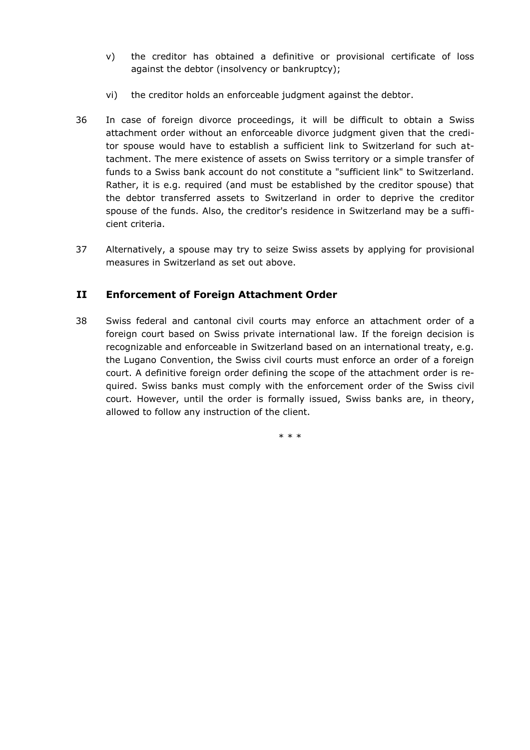v) the creditor has obtained a definitive or provisional certificate of loss against the debtor (insolvency or bankruptcy);

vi) the creditor holds an enforceable judgment against the debtor.

36 In case of foreign divorce proceedings, it will be difficult to obtain a Swiss attachment order without an enforceable divorce judgment given that the creditor spouse would have to establish a sufficient link to Switzerland for such attachment. The mere existence of assets on Swiss territory or a simple transfer of funds to a Swiss bank account do not constitute a "sufficient link" to Switzerland. Rather, it is e.g. required (and must be established by the creditor spouse) that the debtor transferred assets to Switzerland in order to deprive the creditor spouse of the funds. Also, the creditor's residence in Switzerland may be a sufficient criteria.

37 Alternatively, a spouse may try to seize Swiss assets by applying for provisional measures in Switzerland as set out above.

## II Enforcement of Foreign Attachment Order

38 Swiss federal and cantonal civil courts may enforce an attachment order of a foreign court based on Swiss private international law. If the foreign decision is recognizable and enforceable in Switzerland based on an international treaty, e.g. the Lugano Convention, the Swiss civil courts must enforce an order of a foreign court. A definitive foreign order defining the scope of the attachment order is required. Swiss banks must comply with the enforcement order of the Swiss civil court. However, until the order is formally issued, Swiss banks are, in theory, allowed to follow any instruction of the client.

\* \* \*